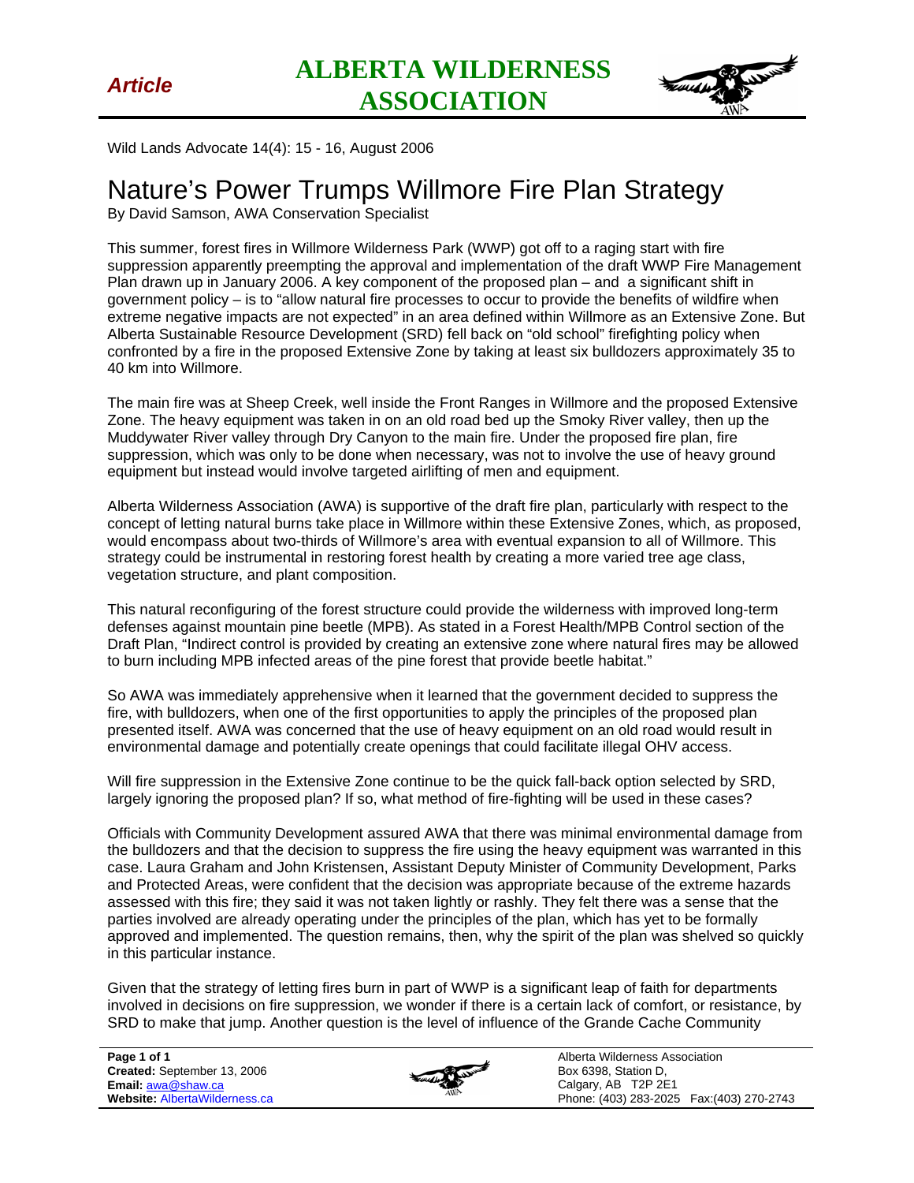*Article*

# ALBERTA WILDERNESS ASSOCIATION

Wild Lands Advocate 14(4): 15 - 16, August 2006

# Nature's Power Trumps Willmore Fire Plan Strategy

By David Samson, AWA Conservation Specialist

This summer, forest fires in Willmore Wilderness Park (WWP) got off to a raging start with fire suppression apparently preempting the approval and implementation of the draft WWP Fire Management Plan drawn up in January 2006. A key component of the proposed plan – and a significant shift in government policy – is to "allow natural fire processes to occur to provide the benefits of wildfire when extreme negative impacts are not expected" in an area defined within Willmore as an Extensive Zone. But Alberta Sustainable Resource Development (SRD) fell back on "old school" firefighting policy when confronted by a fire in the proposed Extensive Zone by taking at least six bulldozers approximately 35 to 40 km into Willmore.

The main fire was at Sheep Creek, well inside the Front Ranges in Willmore and the proposed Extensive Zone. The heavy equipment was taken in on an old road bed up the Smoky River valley, then up the Muddywater River valley through Dry Canyon to the main fire. Under the proposed fire plan, fire suppression, which was only to be done when necessary, was not to involve the use of heavy ground equipment but instead would involve targeted airlifting of men and equipment.

Alberta Wilderness Association (AWA) is supportive of the draft fire plan, particularly with respect to the concept of letting natural burns take place in Willmore within these Extensive Zones, which, as proposed, would encompass about two-thirds of Willmore's area with eventual expansion to all of Willmore. This strategy could be instrumental in restoring forest health by creating a more varied tree age class, vegetation structure, and plant composition.

This natural reconfiguring of the forest structure could provide the wilderness with improved long-term defenses against mountain pine beetle (MPB). As stated in a Forest Health/MPB Control section of the Draft Plan, "Indirect control is provided by creating an extensive zone where natural fires may be allowed to burn including MPB infected areas of the pine forest that provide beetle habitat."

So AWA was immediately apprehensive when it learned that the government decided to suppress the fire, with bulldozers, when one of the first opportunities to apply the principles of the proposed plan presented itself. AWA was concerned that the use of heavy equipment on an old road would result in environmental damage and potentially create openings that could facilitate illegal OHV access.

Will fire suppression in the Extensive Zone continue to be the quick fall-back option selected by SRD, largely ignoring the proposed plan? If so, what method of fire-fighting will be used in these cases?

Officials with Community Development assured AWA that there was minimal environmental damage from the bulldozers and that the decision to suppress the fire using the heavy equipment was warranted in this case. Laura Graham and John Kristensen, Assistant Deputy Minister of Community Development, Parks and Protected Areas, were confident that the decision was appropriate because of the extreme hazards assessed with this fire; they said it was not taken lightly or rashly. They felt there was a sense that the parties involved are already operating under the principles of the plan, which has yet to be formally approved and implemented. The question remains, then, why the spirit of the plan was shelved so quickly in this particular instance.

Given that the strategy of letting fires burn in part of WWP is a significant leap of faith for departments involved in decisions on fire suppression, we wonder if there is a certain lack of comfort, or resistance, by SRD to make that jump. Another question is the level of influence of the Grande Cache Community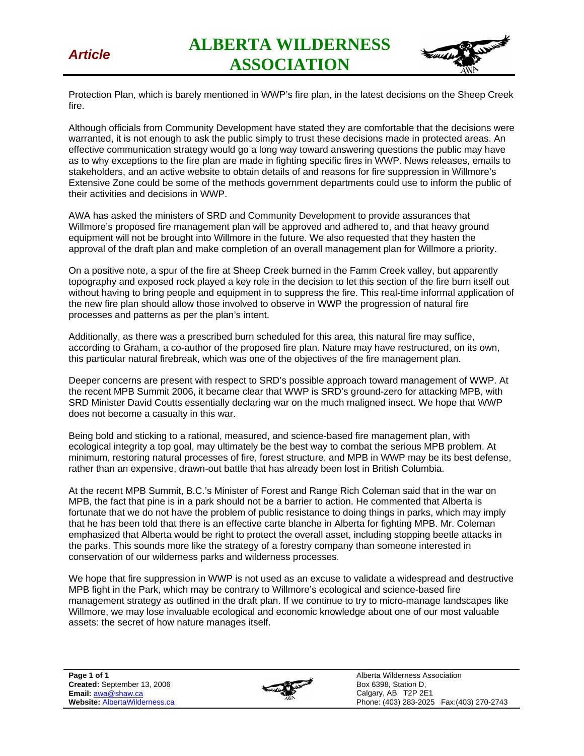Protection Plan, which is barely mentioned in WWP's fire plan, in the latest decisions on the Sheep Creek fire.

Although officials from Community Development have stated they are comfortable that the decisions were warranted, it is not enough to ask the public simply to trust these decisions made in protected areas. An effective communication strategy would go a long way toward answering questions the public may have as to why exceptions to the fire plan are made in fighting specific fires in WWP. News releases, emails to stakeholders, and an active website to obtain details of and reasons for fire suppression in Willmore's Extensive Zone could be some of the methods government departments could use to inform the public of their activities and decisions in WWP.

AWA has asked the ministers of SRD and Community Development to provide assurances that Willmore's proposed fire management plan will be approved and adhered to, and that heavy ground equipment will not be brought into Willmore in the future. We also requested that they hasten the approval of the draft plan and make completion of an overall management plan for Willmore a priority.

On a positive note, a spur of the fire at Sheep Creek burned in the Famm Creek valley, but apparently topography and exposed rock played a key role in the decision to let this section of the fire burn itself out without having to bring people and equipment in to suppress the fire. This real-time informal application of the new fire plan should allow those involved to observe in WWP the progression of natural fire processes and patterns as per the plan's intent.

Additionally, as there was a prescribed burn scheduled for this area, this natural fire may suffice, according to Graham, a co-author of the proposed fire plan. Nature may have restructured, on its own, this particular natural firebreak, which was one of the objectives of the fire management plan.

Deeper concerns are present with respect to SRD's possible approach toward management of WWP. At the recent MPB Summit 2006, it became clear that WWP is SRD's ground-zero for attacking MPB, with SRD Minister David Coutts essentially declaring war on the much maligned insect. We hope that WWP does not become a casualty in this war.

Being bold and sticking to a rational, measured, and science-based fire management plan, with ecological integrity a top goal, may ultimately be the best way to combat the serious MPB problem. At minimum, restoring natural processes of fire, forest structure, and MPB in WWP may be its best defense, rather than an expensive, drawn-out battle that has already been lost in British Columbia.

At the recent MPB Summit, B.C.'s Minister of Forest and Range Rich Coleman said that in the war on MPB, the fact that pine is in a park should not be a barrier to action. He commented that Alberta is fortunate that we do not have the problem of public resistance to doing things in parks, which may imply that he has been told that there is an effective carte blanche in Alberta for fighting MPB. Mr. Coleman emphasized that Alberta would be right to protect the overall asset, including stopping beetle attacks in the parks. This sounds more like the strategy of a forestry company than someone interested in conservation of our wilderness parks and wilderness processes.

We hope that fire suppression in WWP is not used as an excuse to validate a widespread and destructive MPB fight in the Park, which may be contrary to Willmore's ecological and science-based fire management strategy as outlined in the draft plan. If we continue to try to micro-manage landscapes like Willmore, we may lose invaluable ecological and economic knowledge about one of our most valuable assets: the secret of how nature manages itself.